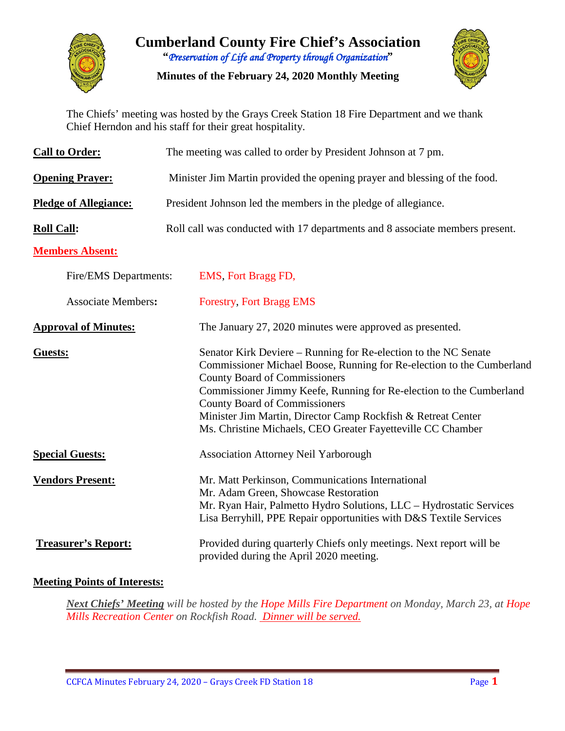# Cumberland County Fire Chief's Association

*"Preservation of Life and Property through Organization"*

**Minutes of the February 24, 2020 Monthly Meeting**

The Chiefs' meeting was hosted by the Grays Creek Station 18 Fire Department and we thank Chief Herndon and his staff for their great hospitality.

**Call to Order:** The meeting was called to order by President Johnson at 7 pm.

**Opening Prayer:** Minister Jim Martin provided the opening prayer and blessing of the food.

**Pledge of Allegiance:** President Johnson led the members in the pledge of allegiance.

**Roll Call:** Roll call was conducted with 17 departments and 8 associate members present.

**Members Absent:**

Fire/EMS Departments: EMS, Fort Bragg FD,

Associate Members: Forestry, Fort Bragg EMS

**Approval of Minutes:** The January 27, 2020 minutes were approved as presented.

**Guests:**
Senator Kirk Deviere – Running for Re-election to the NC Senate
Commissioner Michael Boose, Running for Re-election to the Cumberland County Board of Commissioners
Commissioner Jimmy Keefe, Running for Re-election to the Cumberland County Board of Commissioners
Minister Jim Martin, Director Camp Rockfish & Retreat Center
Ms. Christine Michaels, CEO Greater Fayetteville CC Chamber

**Special Guests:** Association Attorney Neil Yarborough

**Vendors Present:**
Mr. Matt Perkinson, Communications International
Mr. Adam Green, Showcase Restoration
Mr. Ryan Hair, Palmetto Hydro Solutions, LLC – Hydrostatic Services
Lisa Berryhill, PPE Repair opportunities with D&S Textile Services

**Treasurer's Report:** Provided during quarterly Chiefs only meetings. Next report will be provided during the April 2020 meeting.

**Meeting Points of Interests:**

***Next Chiefs' Meeting*** *will be hosted by the Hope Mills Fire Department on Monday, March 23, at Hope Mills Recreation Center on Rockfish Road. Dinner will be served.*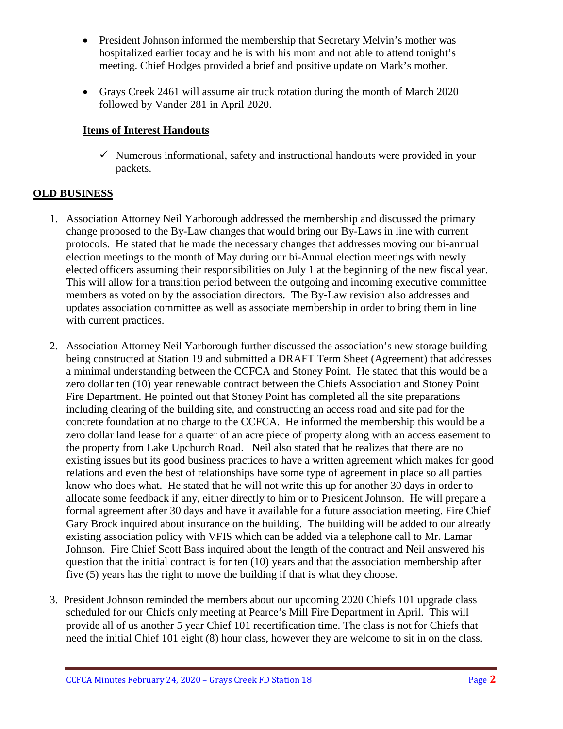- President Johnson informed the membership that Secretary Melvin's mother was hospitalized earlier today and he is with his mom and not able to attend tonight's meeting. Chief Hodges provided a brief and positive update on Mark's mother.

- Grays Creek 2461 will assume air truck rotation during the month of March 2020 followed by Vander 281 in April 2020.

**Items of Interest Handouts**

- ✓ Numerous informational, safety and instructional handouts were provided in your packets.

## OLD BUSINESS

1. Association Attorney Neil Yarborough addressed the membership and discussed the primary change proposed to the By-Law changes that would bring our By-Laws in line with current protocols. He stated that he made the necessary changes that addresses moving our bi-annual election meetings to the month of May during our bi-Annual election meetings with newly elected officers assuming their responsibilities on July 1 at the beginning of the new fiscal year. This will allow for a transition period between the outgoing and incoming executive committee members as voted on by the association directors. The By-Law revision also addresses and updates association committee as well as associate membership in order to bring them in line with current practices.

2. Association Attorney Neil Yarborough further discussed the association's new storage building being constructed at Station 19 and submitted a DRAFT Term Sheet (Agreement) that addresses a minimal understanding between the CCFCA and Stoney Point. He stated that this would be a zero dollar ten (10) year renewable contract between the Chiefs Association and Stoney Point Fire Department. He pointed out that Stoney Point has completed all the site preparations including clearing of the building site, and constructing an access road and site pad for the concrete foundation at no charge to the CCFCA. He informed the membership this would be a zero dollar land lease for a quarter of an acre piece of property along with an access easement to the property from Lake Upchurch Road. Neil also stated that he realizes that there are no existing issues but its good business practices to have a written agreement which makes for good relations and even the best of relationships have some type of agreement in place so all parties know who does what. He stated that he will not write this up for another 30 days in order to allocate some feedback if any, either directly to him or to President Johnson. He will prepare a formal agreement after 30 days and have it available for a future association meeting. Fire Chief Gary Brock inquired about insurance on the building. The building will be added to our already existing association policy with VFIS which can be added via a telephone call to Mr. Lamar Johnson. Fire Chief Scott Bass inquired about the length of the contract and Neil answered his question that the initial contract is for ten (10) years and that the association membership after five (5) years has the right to move the building if that is what they choose.

3. President Johnson reminded the members about our upcoming 2020 Chiefs 101 upgrade class scheduled for our Chiefs only meeting at Pearce's Mill Fire Department in April. This will provide all of us another 5 year Chief 101 recertification time. The class is not for Chiefs that need the initial Chief 101 eight (8) hour class, however they are welcome to sit in on the class.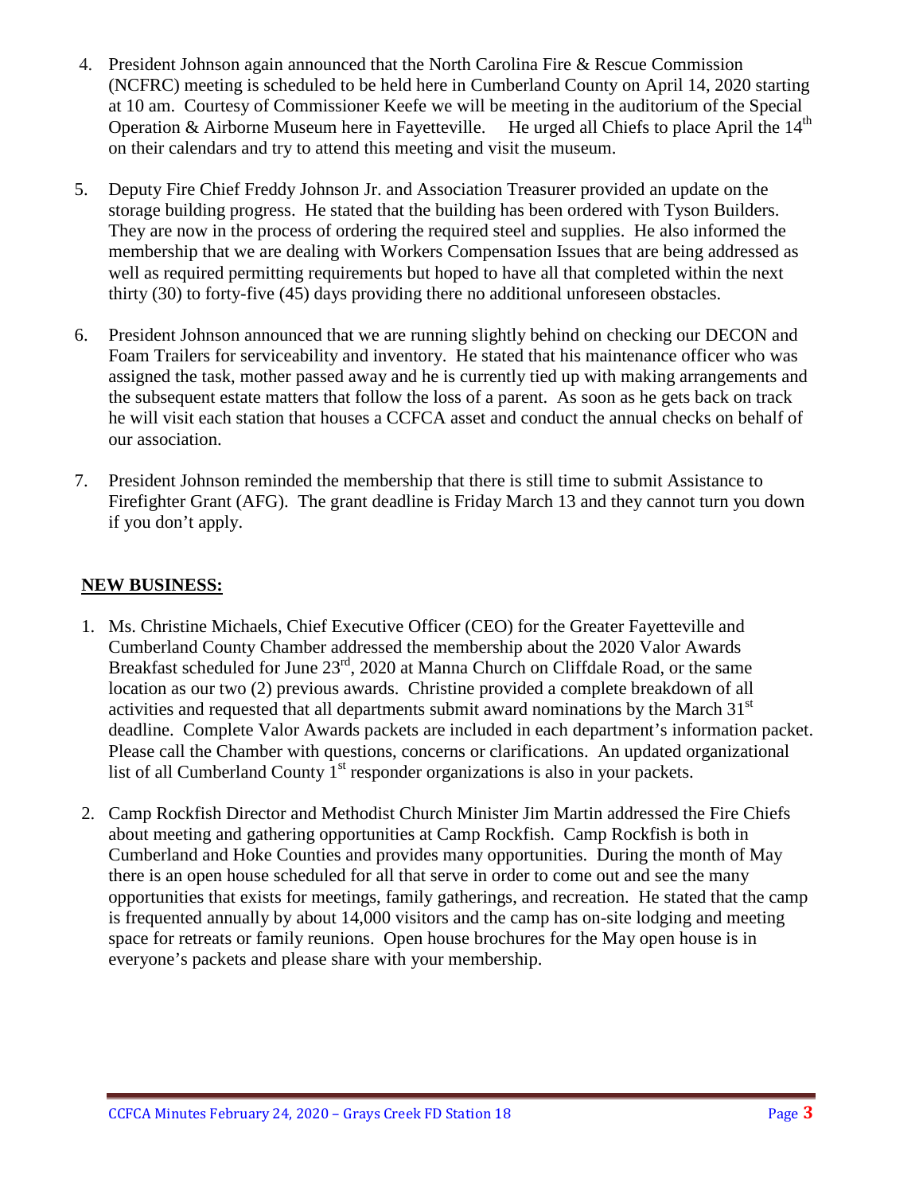4. President Johnson again announced that the North Carolina Fire & Rescue Commission (NCFRC) meeting is scheduled to be held here in Cumberland County on April 14, 2020 starting at 10 am. Courtesy of Commissioner Keefe we will be meeting in the auditorium of the Special Operation & Airborne Museum here in Fayetteville. He urged all Chiefs to place April the 14th on their calendars and try to attend this meeting and visit the museum.

5. Deputy Fire Chief Freddy Johnson Jr. and Association Treasurer provided an update on the storage building progress. He stated that the building has been ordered with Tyson Builders. They are now in the process of ordering the required steel and supplies. He also informed the membership that we are dealing with Workers Compensation Issues that are being addressed as well as required permitting requirements but hoped to have all that completed within the next thirty (30) to forty-five (45) days providing there no additional unforeseen obstacles.

6. President Johnson announced that we are running slightly behind on checking our DECON and Foam Trailers for serviceability and inventory. He stated that his maintenance officer who was assigned the task, mother passed away and he is currently tied up with making arrangements and the subsequent estate matters that follow the loss of a parent. As soon as he gets back on track he will visit each station that houses a CCFCA asset and conduct the annual checks on behalf of our association.

7. President Johnson reminded the membership that there is still time to submit Assistance to Firefighter Grant (AFG). The grant deadline is Friday March 13 and they cannot turn you down if you don't apply.

## NEW BUSINESS:

1. Ms. Christine Michaels, Chief Executive Officer (CEO) for the Greater Fayetteville and Cumberland County Chamber addressed the membership about the 2020 Valor Awards Breakfast scheduled for June 23rd, 2020 at Manna Church on Cliffdale Road, or the same location as our two (2) previous awards. Christine provided a complete breakdown of all activities and requested that all departments submit award nominations by the March 31st deadline. Complete Valor Awards packets are included in each department's information packet. Please call the Chamber with questions, concerns or clarifications. An updated organizational list of all Cumberland County 1st responder organizations is also in your packets.

2. Camp Rockfish Director and Methodist Church Minister Jim Martin addressed the Fire Chiefs about meeting and gathering opportunities at Camp Rockfish. Camp Rockfish is both in Cumberland and Hoke Counties and provides many opportunities. During the month of May there is an open house scheduled for all that serve in order to come out and see the many opportunities that exists for meetings, family gatherings, and recreation. He stated that the camp is frequented annually by about 14,000 visitors and the camp has on-site lodging and meeting space for retreats or family reunions. Open house brochures for the May open house is in everyone's packets and please share with your membership.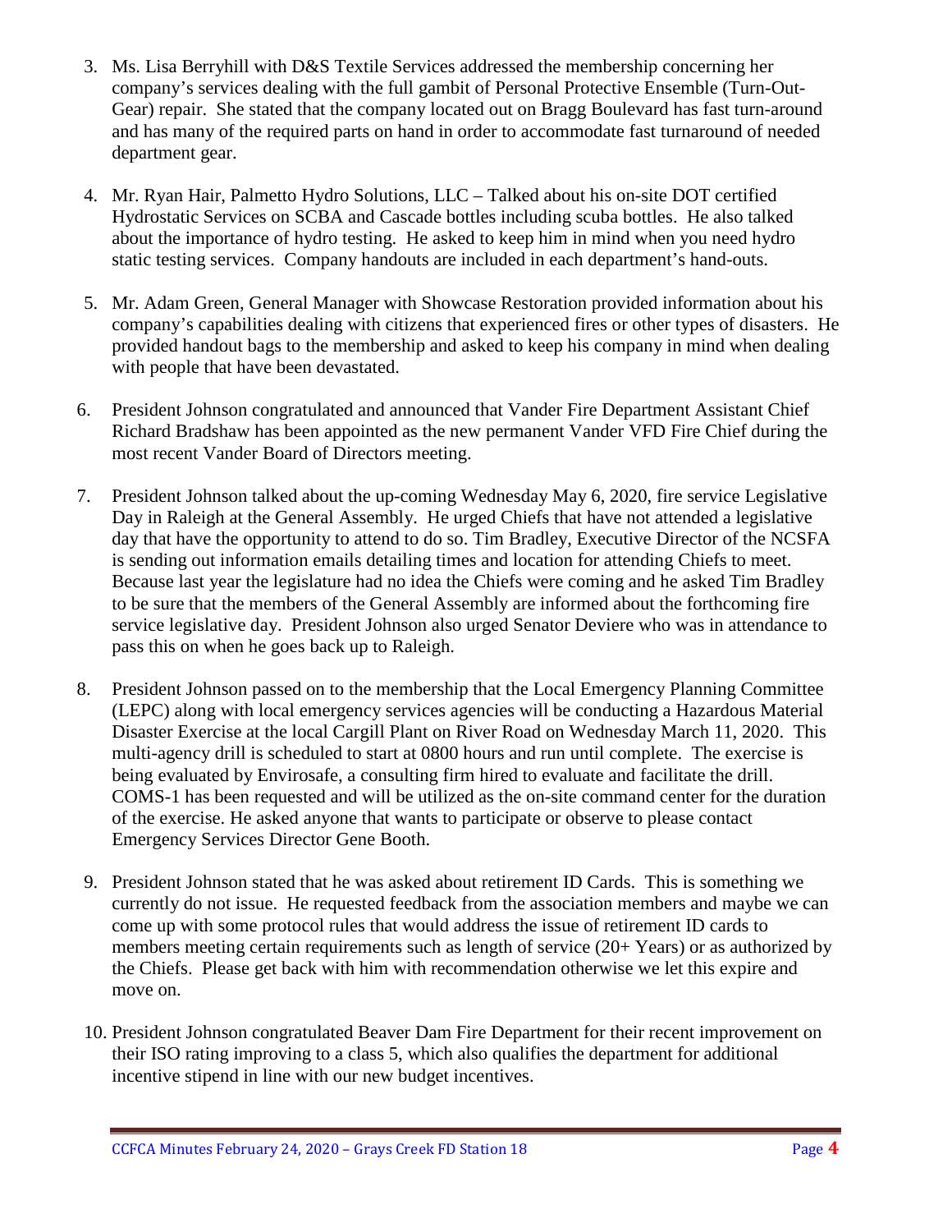3. Ms. Lisa Berryhill with D&S Textile Services addressed the membership concerning her company's services dealing with the full gambit of Personal Protective Ensemble (Turn-Out-Gear) repair. She stated that the company located out on Bragg Boulevard has fast turn-around and has many of the required parts on hand in order to accommodate fast turnaround of needed department gear.

4. Mr. Ryan Hair, Palmetto Hydro Solutions, LLC – Talked about his on-site DOT certified Hydrostatic Services on SCBA and Cascade bottles including scuba bottles. He also talked about the importance of hydro testing. He asked to keep him in mind when you need hydro static testing services. Company handouts are included in each department's hand-outs.

5. Mr. Adam Green, General Manager with Showcase Restoration provided information about his company's capabilities dealing with citizens that experienced fires or other types of disasters. He provided handout bags to the membership and asked to keep his company in mind when dealing with people that have been devastated.

6. President Johnson congratulated and announced that Vander Fire Department Assistant Chief Richard Bradshaw has been appointed as the new permanent Vander VFD Fire Chief during the most recent Vander Board of Directors meeting.

7. President Johnson talked about the up-coming Wednesday May 6, 2020, fire service Legislative Day in Raleigh at the General Assembly. He urged Chiefs that have not attended a legislative day that have the opportunity to attend to do so. Tim Bradley, Executive Director of the NCSFA is sending out information emails detailing times and location for attending Chiefs to meet. Because last year the legislature had no idea the Chiefs were coming and he asked Tim Bradley to be sure that the members of the General Assembly are informed about the forthcoming fire service legislative day. President Johnson also urged Senator Deviere who was in attendance to pass this on when he goes back up to Raleigh.

8. President Johnson passed on to the membership that the Local Emergency Planning Committee (LEPC) along with local emergency services agencies will be conducting a Hazardous Material Disaster Exercise at the local Cargill Plant on River Road on Wednesday March 11, 2020. This multi-agency drill is scheduled to start at 0800 hours and run until complete. The exercise is being evaluated by Envirosafe, a consulting firm hired to evaluate and facilitate the drill. COMS-1 has been requested and will be utilized as the on-site command center for the duration of the exercise. He asked anyone that wants to participate or observe to please contact Emergency Services Director Gene Booth.

9. President Johnson stated that he was asked about retirement ID Cards. This is something we currently do not issue. He requested feedback from the association members and maybe we can come up with some protocol rules that would address the issue of retirement ID cards to members meeting certain requirements such as length of service (20+ Years) or as authorized by the Chiefs. Please get back with him with recommendation otherwise we let this expire and move on.

10. President Johnson congratulated Beaver Dam Fire Department for their recent improvement on their ISO rating improving to a class 5, which also qualifies the department for additional incentive stipend in line with our new budget incentives.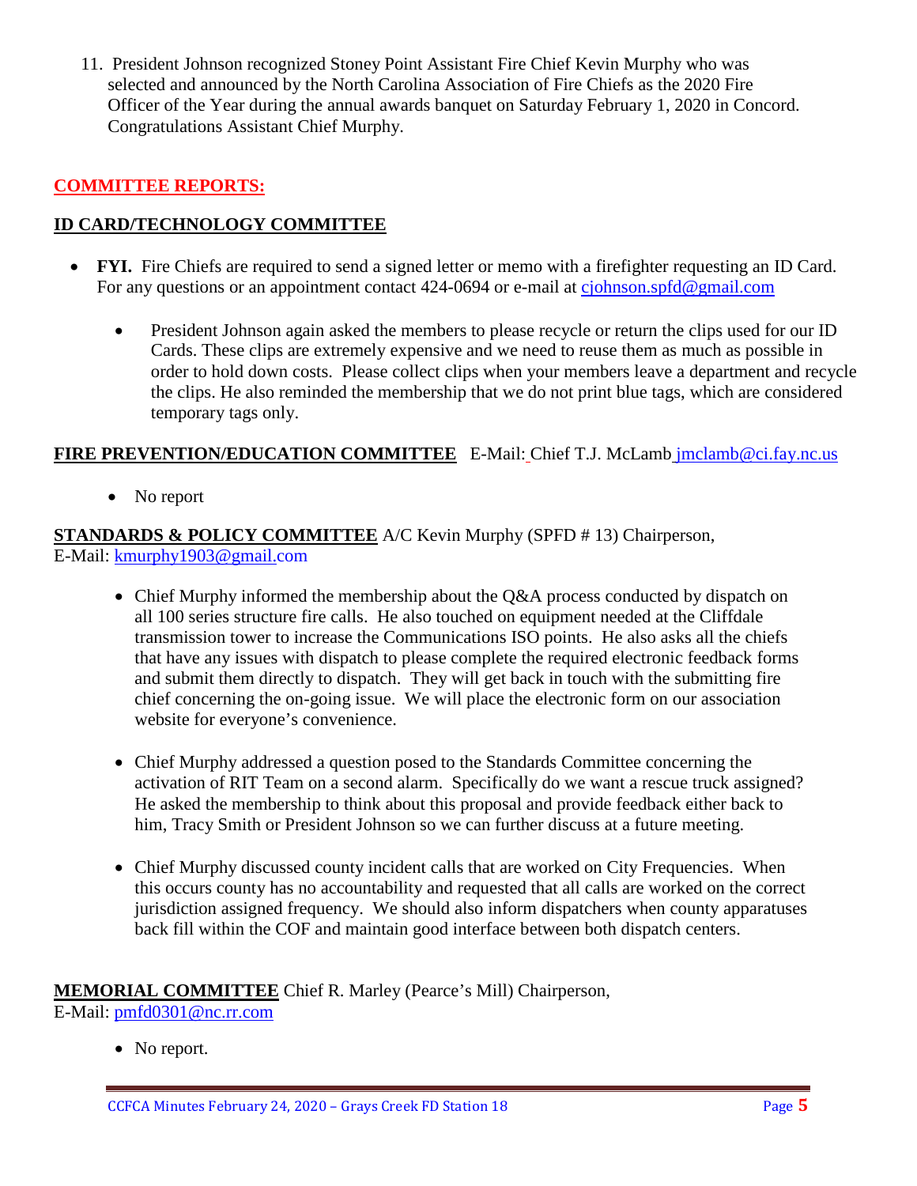11. President Johnson recognized Stoney Point Assistant Fire Chief Kevin Murphy who was selected and announced by the North Carolina Association of Fire Chiefs as the 2020 Fire Officer of the Year during the annual awards banquet on Saturday February 1, 2020 in Concord. Congratulations Assistant Chief Murphy.

## COMMITTEE REPORTS:

### ID CARD/TECHNOLOGY COMMITTEE

- **FYI.** Fire Chiefs are required to send a signed letter or memo with a firefighter requesting an ID Card. For any questions or an appointment contact 424-0694 or e-mail at cjohnson.spfd@gmail.com
  - President Johnson again asked the members to please recycle or return the clips used for our ID Cards. These clips are extremely expensive and we need to reuse them as much as possible in order to hold down costs. Please collect clips when your members leave a department and recycle the clips. He also reminded the membership that we do not print blue tags, which are considered temporary tags only.

**FIRE PREVENTION/EDUCATION COMMITTEE** E-Mail: Chief T.J. McLamb jmclamb@ci.fay.nc.us

- No report

**STANDARDS & POLICY COMMITTEE** A/C Kevin Murphy (SPFD # 13) Chairperson, E-Mail: kmurphy1903@gmail.com

- Chief Murphy informed the membership about the Q&A process conducted by dispatch on all 100 series structure fire calls. He also touched on equipment needed at the Cliffdale transmission tower to increase the Communications ISO points. He also asks all the chiefs that have any issues with dispatch to please complete the required electronic feedback forms and submit them directly to dispatch. They will get back in touch with the submitting fire chief concerning the on-going issue. We will place the electronic form on our association website for everyone's convenience.

- Chief Murphy addressed a question posed to the Standards Committee concerning the activation of RIT Team on a second alarm. Specifically do we want a rescue truck assigned? He asked the membership to think about this proposal and provide feedback either back to him, Tracy Smith or President Johnson so we can further discuss at a future meeting.

- Chief Murphy discussed county incident calls that are worked on City Frequencies. When this occurs county has no accountability and requested that all calls are worked on the correct jurisdiction assigned frequency. We should also inform dispatchers when county apparatuses back fill within the COF and maintain good interface between both dispatch centers.

**MEMORIAL COMMITTEE** Chief R. Marley (Pearce's Mill) Chairperson, E-Mail: pmfd0301@nc.rr.com

- No report.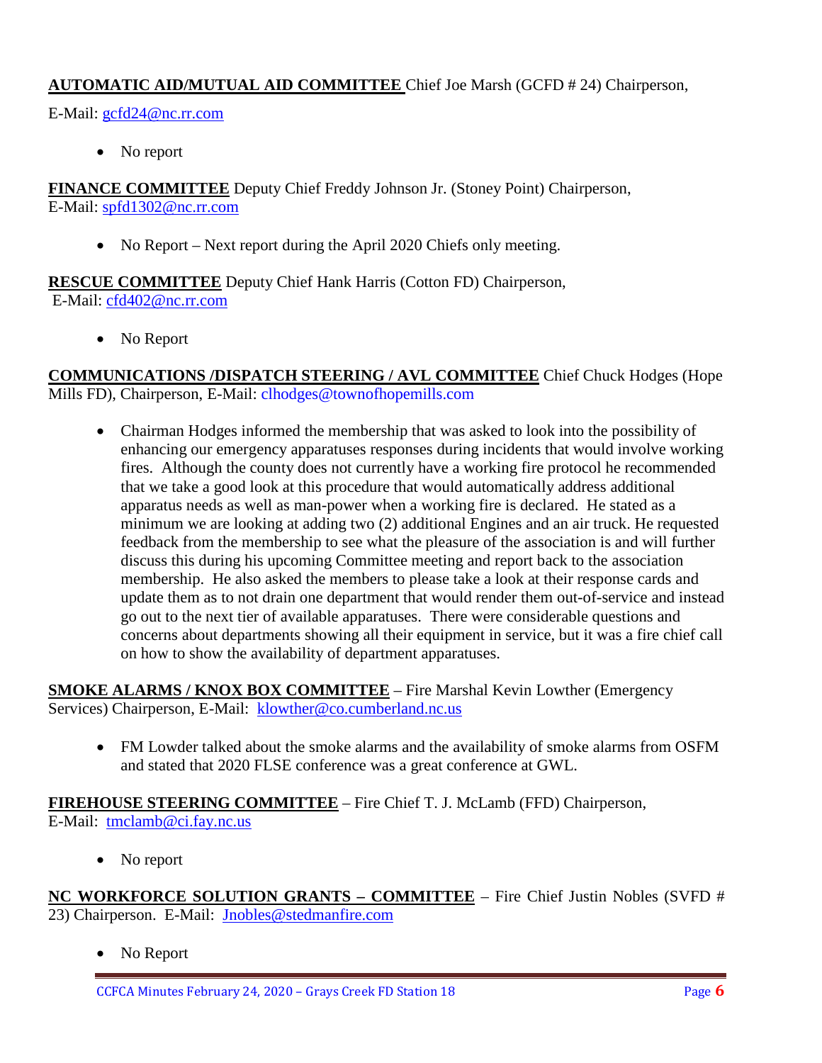**AUTOMATIC AID/MUTUAL AID COMMITTEE** Chief Joe Marsh (GCFD # 24) Chairperson,
E-Mail: gcfd24@nc.rr.com

- No report

**FINANCE COMMITTEE** Deputy Chief Freddy Johnson Jr. (Stoney Point) Chairperson,
E-Mail: spfd1302@nc.rr.com

- No Report – Next report during the April 2020 Chiefs only meeting.

**RESCUE COMMITTEE** Deputy Chief Hank Harris (Cotton FD) Chairperson,
E-Mail: cfd402@nc.rr.com

- No Report

**COMMUNICATIONS /DISPATCH STEERING / AVL COMMITTEE** Chief Chuck Hodges (Hope Mills FD), Chairperson, E-Mail: clhodges@townofhopemills.com

- Chairman Hodges informed the membership that was asked to look into the possibility of enhancing our emergency apparatuses responses during incidents that would involve working fires. Although the county does not currently have a working fire protocol he recommended that we take a good look at this procedure that would automatically address additional apparatus needs as well as man-power when a working fire is declared. He stated as a minimum we are looking at adding two (2) additional Engines and an air truck. He requested feedback from the membership to see what the pleasure of the association is and will further discuss this during his upcoming Committee meeting and report back to the association membership. He also asked the members to please take a look at their response cards and update them as to not drain one department that would render them out-of-service and instead go out to the next tier of available apparatuses. There were considerable questions and concerns about departments showing all their equipment in service, but it was a fire chief call on how to show the availability of department apparatuses.

**SMOKE ALARMS / KNOX BOX COMMITTEE** – Fire Marshal Kevin Lowther (Emergency Services) Chairperson, E-Mail: klowther@co.cumberland.nc.us

- FM Lowder talked about the smoke alarms and the availability of smoke alarms from OSFM and stated that 2020 FLSE conference was a great conference at GWL.

**FIREHOUSE STEERING COMMITTEE** – Fire Chief T. J. McLamb (FFD) Chairperson,
E-Mail: tmclamb@ci.fay.nc.us

- No report

**NC WORKFORCE SOLUTION GRANTS – COMMITTEE** – Fire Chief Justin Nobles (SVFD # 23) Chairperson. E-Mail: Jnobles@stedmanfire.com

- No Report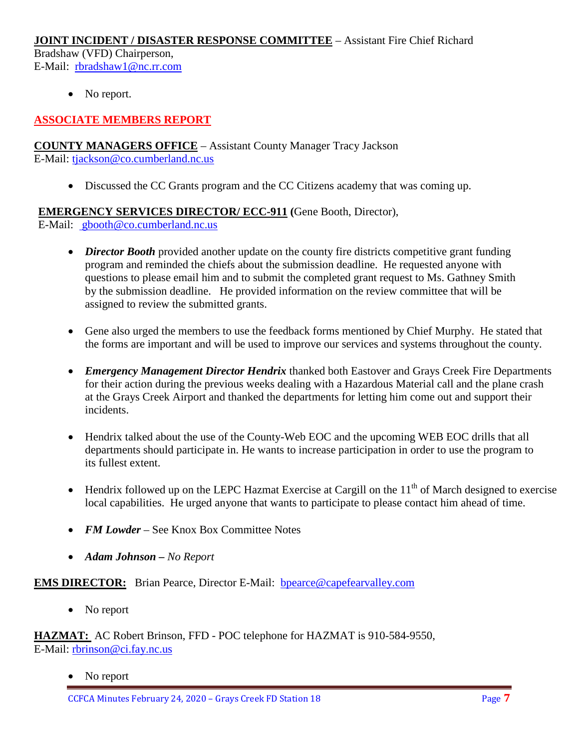**JOINT INCIDENT / DISASTER RESPONSE COMMITTEE** – Assistant Fire Chief Richard Bradshaw (VFD) Chairperson,
E-Mail: rbradshaw1@nc.rr.com

- No report.

**ASSOCIATE MEMBERS REPORT**

**COUNTY MANAGERS OFFICE** – Assistant County Manager Tracy Jackson
E-Mail: tjackson@co.cumberland.nc.us

- Discussed the CC Grants program and the CC Citizens academy that was coming up.

**EMERGENCY SERVICES DIRECTOR/ ECC-911 (**Gene Booth, Director),
E-Mail: gbooth@co.cumberland.nc.us

- ***Director Booth*** provided another update on the county fire districts competitive grant funding program and reminded the chiefs about the submission deadline. He requested anyone with questions to please email him and to submit the completed grant request to Ms. Gathney Smith by the submission deadline. He provided information on the review committee that will be assigned to review the submitted grants.

- Gene also urged the members to use the feedback forms mentioned by Chief Murphy. He stated that the forms are important and will be used to improve our services and systems throughout the county.

- ***Emergency Management Director Hendrix*** thanked both Eastover and Grays Creek Fire Departments for their action during the previous weeks dealing with a Hazardous Material call and the plane crash at the Grays Creek Airport and thanked the departments for letting him come out and support their incidents.

- Hendrix talked about the use of the County-Web EOC and the upcoming WEB EOC drills that all departments should participate in. He wants to increase participation in order to use the program to its fullest extent.

- Hendrix followed up on the LEPC Hazmat Exercise at Cargill on the 11th of March designed to exercise local capabilities. He urged anyone that wants to participate to please contact him ahead of time.

- ***FM Lowder*** – See Knox Box Committee Notes

- ***Adam Johnson –*** *No Report*

**EMS DIRECTOR:** Brian Pearce, Director E-Mail: bpearce@capefearvalley.com

- No report

**HAZMAT:** AC Robert Brinson, FFD - POC telephone for HAZMAT is 910-584-9550,
E-Mail: rbrinson@ci.fay.nc.us

- No report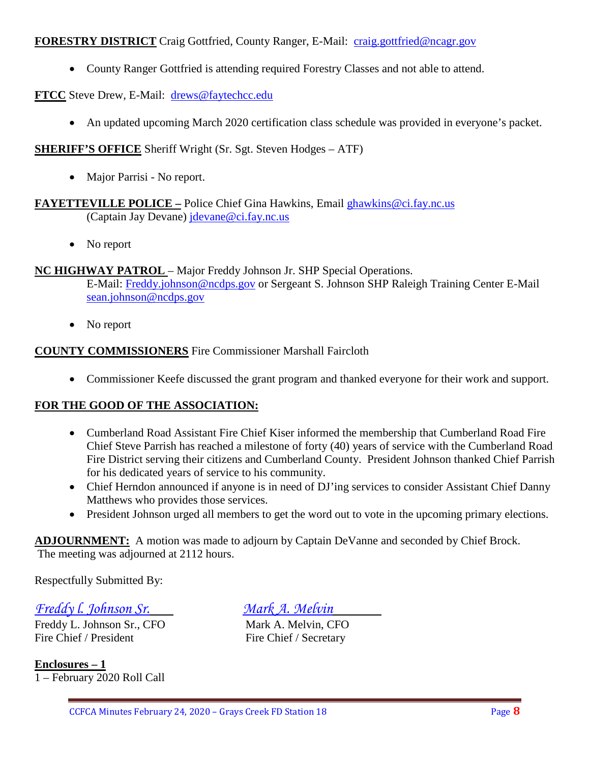**FORESTRY DISTRICT** Craig Gottfried, County Ranger, E-Mail: craig.gottfried@ncagr.gov

- County Ranger Gottfried is attending required Forestry Classes and not able to attend.

**FTCC** Steve Drew, E-Mail: drews@faytechcc.edu

- An updated upcoming March 2020 certification class schedule was provided in everyone's packet.

**SHERIFF'S OFFICE** Sheriff Wright (Sr. Sgt. Steven Hodges – ATF)

- Major Parrisi - No report.

**FAYETTEVILLE POLICE –** Police Chief Gina Hawkins, Email ghawkins@ci.fay.nc.us
(Captain Jay Devane) jdevane@ci.fay.nc.us

- No report

**NC HIGHWAY PATROL** – Major Freddy Johnson Jr. SHP Special Operations.
E-Mail: Freddy.johnson@ncdps.gov or Sergeant S. Johnson SHP Raleigh Training Center E-Mail sean.johnson@ncdps.gov

- No report

**COUNTY COMMISSIONERS** Fire Commissioner Marshall Faircloth

- Commissioner Keefe discussed the grant program and thanked everyone for their work and support.

**FOR THE GOOD OF THE ASSOCIATION:**

- Cumberland Road Assistant Fire Chief Kiser informed the membership that Cumberland Road Fire Chief Steve Parrish has reached a milestone of forty (40) years of service with the Cumberland Road Fire District serving their citizens and Cumberland County. President Johnson thanked Chief Parrish for his dedicated years of service to his community.
- Chief Herndon announced if anyone is in need of DJ'ing services to consider Assistant Chief Danny Matthews who provides those services.
- President Johnson urged all members to get the word out to vote in the upcoming primary elections.

**ADJOURNMENT:** A motion was made to adjourn by Captain DeVanne and seconded by Chief Brock. The meeting was adjourned at 2112 hours.

Respectfully Submitted By:

*Freddy L. Johnson Sr.*
Freddy L. Johnson Sr., CFO
Fire Chief / President

*Mark A. Melvin*
Mark A. Melvin, CFO
Fire Chief / Secretary

**Enclosures – 1**
1 – February 2020 Roll Call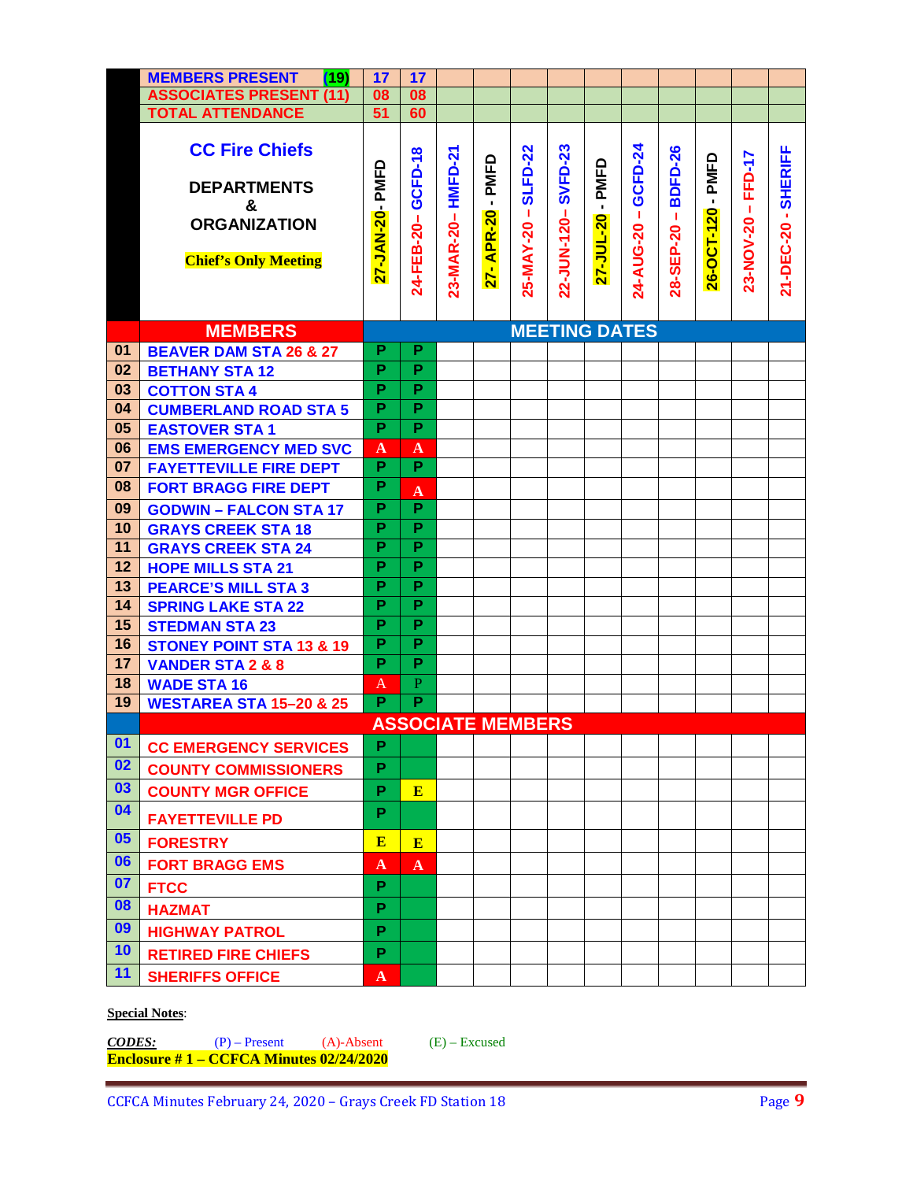| | MEMBERS PRESENT (19) | 17 | 17 | | | | | | | | | | |
|---|---|---|---|---|---|---|---|---|---|---|---|---|---|
| | ASSOCIATES PRESENT (11) | 08 | 08 | | | | | | | | | | |
| | TOTAL ATTENDANCE | 51 | 60 | | | | | | | | | | |
| | **CC Fire Chiefs** DEPARTMENTS & ORGANIZATION **Chief's Only Meeting** | 27-JAN-20- PMFD | 24-FEB-20– GCFD-18 | 23-MAR-20– HMFD-21 | 27- APR-20 - PMFD | 25-MAY-20 – SLFD-22 | 22-JUN-120– SVFD-23 | 27-JUL-20 - PMFD | 24-AUG-20 – GCFD-24 | 28-SEP-20 – BDFD-26 | 26-OCT-120 - PMFD | 23-NOV-20 – FFD-17 | 21-DEC-20 - SHERIFF |
| | **MEMBERS** | **MEETING DATES** | | | | | | | | | | | |
| 01 | BEAVER DAM STA 26 & 27 | P | P | | | | | | | | | | |
| 02 | BETHANY STA 12 | P | P | | | | | | | | | | |
| 03 | COTTON STA 4 | P | P | | | | | | | | | | |
| 04 | CUMBERLAND ROAD STA 5 | P | P | | | | | | | | | | |
| 05 | EASTOVER STA 1 | P | P | | | | | | | | | | |
| 06 | EMS EMERGENCY MED SVC | A | A | | | | | | | | | | |
| 07 | FAYETTEVILLE FIRE DEPT | P | P | | | | | | | | | | |
| 08 | FORT BRAGG FIRE DEPT | P | A | | | | | | | | | | |
| 09 | GODWIN – FALCON STA 17 | P | P | | | | | | | | | | |
| 10 | GRAYS CREEK STA 18 | P | P | | | | | | | | | | |
| 11 | GRAYS CREEK STA 24 | P | P | | | | | | | | | | |
| 12 | HOPE MILLS STA 21 | P | P | | | | | | | | | | |
| 13 | PEARCE'S MILL STA 3 | P | P | | | | | | | | | | |
| 14 | SPRING LAKE STA 22 | P | P | | | | | | | | | | |
| 15 | STEDMAN STA 23 | P | P | | | | | | | | | | |
| 16 | STONEY POINT STA 13 & 19 | P | P | | | | | | | | | | |
| 17 | VANDER STA 2 & 8 | P | P | | | | | | | | | | |
| 18 | WADE STA 16 | A | P | | | | | | | | | | |
| 19 | WESTAREA STA 15–20 & 25 | P | P | | | | | | | | | | |
| | **ASSOCIATE MEMBERS** | | | | | | | | | | | | |
| 01 | CC EMERGENCY SERVICES | P | | | | | | | | | | | |
| 02 | COUNTY COMMISSIONERS | P | | | | | | | | | | | |
| 03 | COUNTY MGR OFFICE | P | E | | | | | | | | | | |
| 04 | FAYETTEVILLE PD | P | | | | | | | | | | | |
| 05 | FORESTRY | E | E | | | | | | | | | | |
| 06 | FORT BRAGG EMS | A | A | | | | | | | | | | |
| 07 | FTCC | P | | | | | | | | | | | |
| 08 | HAZMAT | P | | | | | | | | | | | |
| 09 | HIGHWAY PATROL | P | | | | | | | | | | | |
| 10 | RETIRED FIRE CHIEFS | P | | | | | | | | | | | |
| 11 | SHERIFFS OFFICE | A | | | | | | | | | | | |

**Special Notes**:

***CODES:*** (P) – Present (A)-Absent (E) – Excused

**Enclosure # 1 – CCFCA Minutes 02/24/2020**